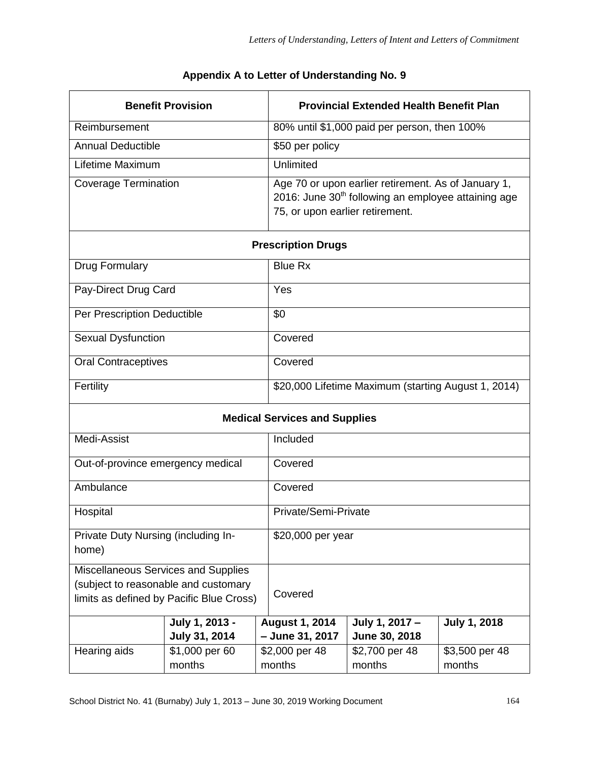## Appendix A to Letter of Understanding No. 9

| Benefit Provision | Provincial Extended Health Benefit Plan |
|---|---|
| Reimbursement | 80% until $1,000 paid per person, then 100% |
| Annual Deductible | $50 per policy |
| Lifetime Maximum | Unlimited |
| Coverage Termination | Age 70 or upon earlier retirement. As of January 1, 2016: June 30th following an employee attaining age 75, or upon earlier retirement. |
| **Prescription Drugs** | |
| Drug Formulary | Blue Rx |
| Pay-Direct Drug Card | Yes |
| Per Prescription Deductible | $0 |
| Sexual Dysfunction | Covered |
| Oral Contraceptives | Covered |
| Fertility | $20,000 Lifetime Maximum (starting August 1, 2014) |
| **Medical Services and Supplies** | |
| Medi-Assist | Included |
| Out-of-province emergency medical | Covered |
| Ambulance | Covered |
| Hospital | Private/Semi-Private |
| Private Duty Nursing (including In-home) | $20,000 per year |
| Miscellaneous Services and Supplies (subject to reasonable and customary limits as defined by Pacific Blue Cross) | Covered |

| | July 1, 2013 - July 31, 2014 | August 1, 2014 – June 31, 2017 | July 1, 2017 – June 30, 2018 | July 1, 2018 |
|---|---|---|---|---|
| Hearing aids | $1,000 per 60 months | $2,000 per 48 months | $2,700 per 48 months | $3,500 per 48 months |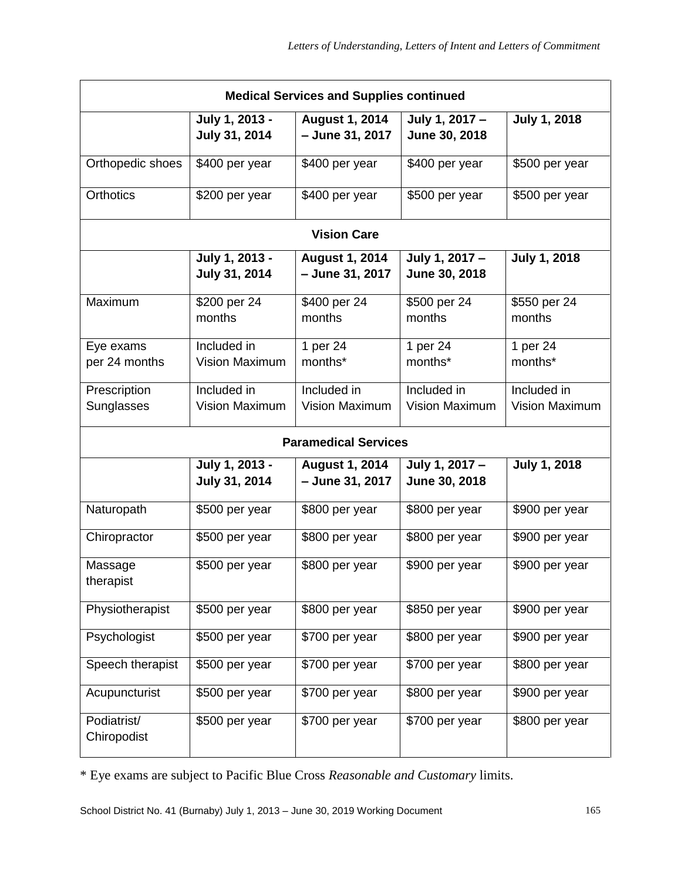| Medical Services and Supplies continued | | | | |
|---|---|---|---|---|
| | **July 1, 2013 - July 31, 2014** | **August 1, 2014 – June 31, 2017** | **July 1, 2017 – June 30, 2018** | **July 1, 2018** |
| Orthopedic shoes | $400 per year | $400 per year | $400 per year | $500 per year |
| Orthotics | $200 per year | $400 per year | $500 per year | $500 per year |
| **Vision Care** | | | | |
| | **July 1, 2013 - July 31, 2014** | **August 1, 2014 – June 31, 2017** | **July 1, 2017 – June 30, 2018** | **July 1, 2018** |
| Maximum | $200 per 24 months | $400 per 24 months | $500 per 24 months | $550 per 24 months |
| Eye exams per 24 months | Included in Vision Maximum | 1 per 24 months* | 1 per 24 months* | 1 per 24 months* |
| Prescription Sunglasses | Included in Vision Maximum | Included in Vision Maximum | Included in Vision Maximum | Included in Vision Maximum |
| **Paramedical Services** | | | | |
| | **July 1, 2013 - July 31, 2014** | **August 1, 2014 – June 31, 2017** | **July 1, 2017 – June 30, 2018** | **July 1, 2018** |
| Naturopath | $500 per year | $800 per year | $800 per year | $900 per year |
| Chiropractor | $500 per year | $800 per year | $800 per year | $900 per year |
| Massage therapist | $500 per year | $800 per year | $900 per year | $900 per year |
| Physiotherapist | $500 per year | $800 per year | $850 per year | $900 per year |
| Psychologist | $500 per year | $700 per year | $800 per year | $900 per year |
| Speech therapist | $500 per year | $700 per year | $700 per year | $800 per year |
| Acupuncturist | $500 per year | $700 per year | $800 per year | $900 per year |
| Podiatrist/ Chiropodist | $500 per year | $700 per year | $700 per year | $800 per year |

* Eye exams are subject to Pacific Blue Cross *Reasonable and Customary* limits.